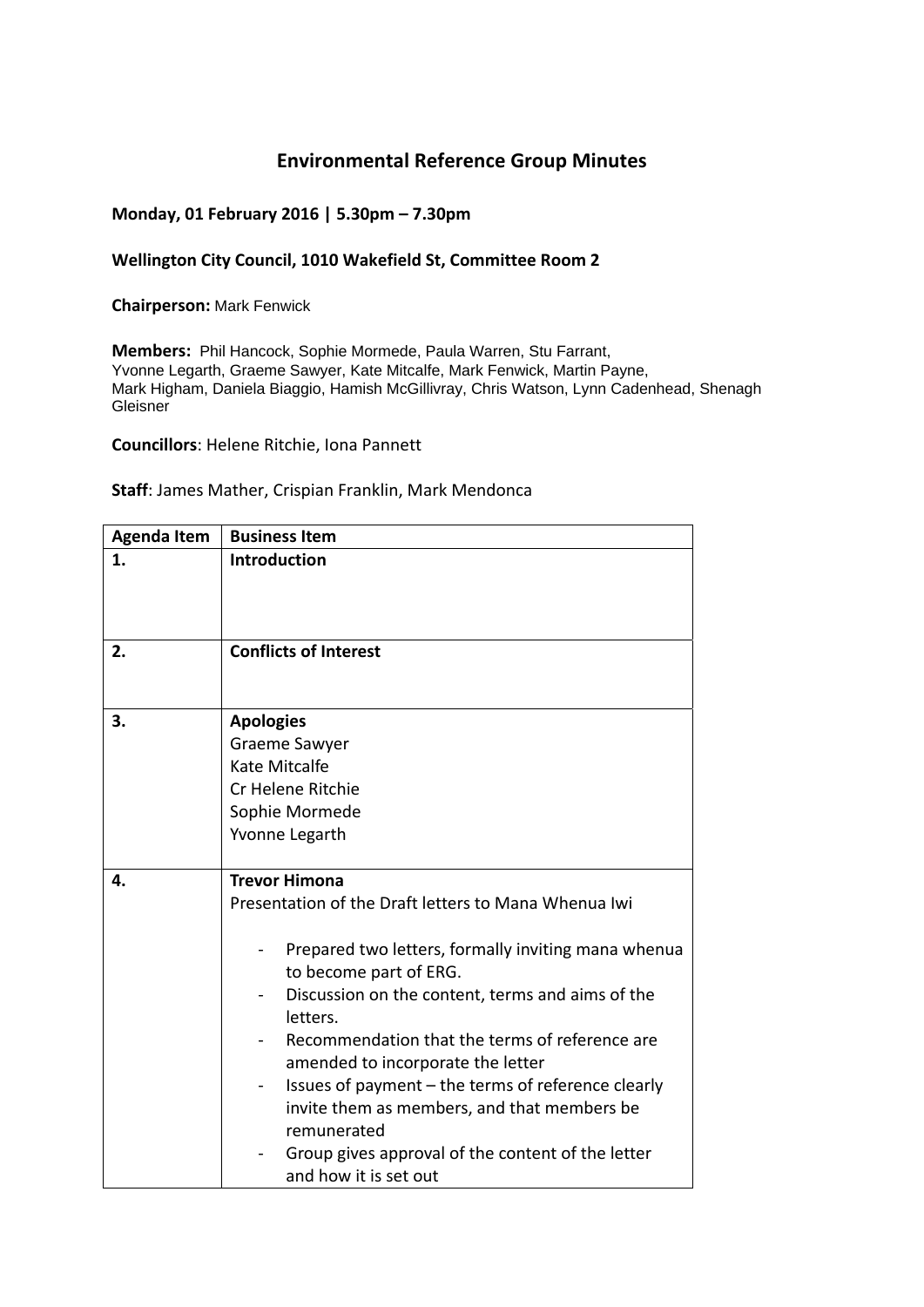# Environmental Reference Group Minutes

**Monday, 01 February 2016 | 5.30pm – 7.30pm**

**Wellington City Council, 1010 Wakefield St, Committee Room 2**

**Chairperson:** Mark Fenwick

**Members:** Phil Hancock, Sophie Mormede, Paula Warren, Stu Farrant, Yvonne Legarth, Graeme Sawyer, Kate Mitcalfe, Mark Fenwick, Martin Payne, Mark Higham, Daniela Biaggio, Hamish McGillivray, Chris Watson, Lynn Cadenhead, Shenagh Gleisner

**Councillors**: Helene Ritchie, Iona Pannett

**Staff**: James Mather, Crispian Franklin, Mark Mendonca

| Agenda Item | Business Item |
|---|---|
| 1. | **Introduction** |
| 2. | **Conflicts of Interest** |
| 3. | **Apologies**<br>Graeme Sawyer<br>Kate Mitcalfe<br>Cr Helene Ritchie<br>Sophie Mormede<br>Yvonne Legarth |
| 4. | **Trevor Himona**<br>Presentation of the Draft letters to Mana Whenua Iwi<br>- Prepared two letters, formally inviting mana whenua to become part of ERG.<br>- Discussion on the content, terms and aims of the letters.<br>- Recommendation that the terms of reference are amended to incorporate the letter<br>- Issues of payment – the terms of reference clearly invite them as members, and that members be remunerated<br>- Group gives approval of the content of the letter and how it is set out |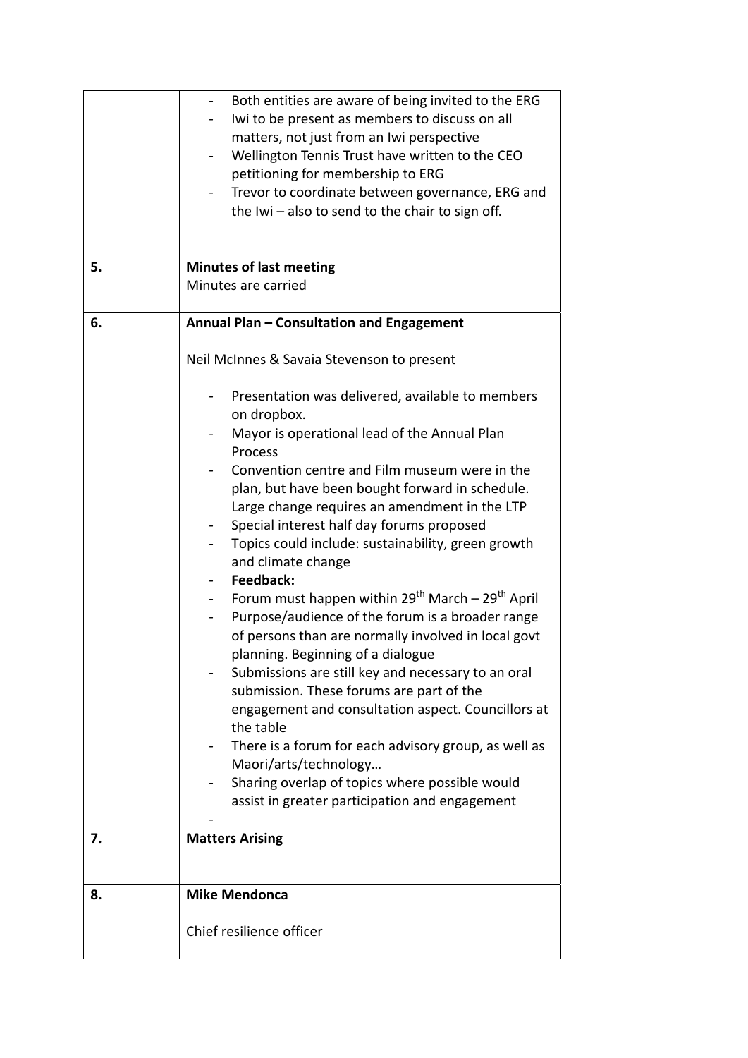| | |
|---|---|
| | - Both entities are aware of being invited to the ERG<br>- Iwi to be present as members to discuss on all matters, not just from an Iwi perspective<br>- Wellington Tennis Trust have written to the CEO petitioning for membership to ERG<br>- Trevor to coordinate between governance, ERG and the Iwi – also to send to the chair to sign off. |
| **5.** | **Minutes of last meeting**<br>Minutes are carried |
| **6.** | **Annual Plan – Consultation and Engagement**<br><br>Neil McInnes & Savaia Stevenson to present<br><br>- Presentation was delivered, available to members on dropbox.<br>- Mayor is operational lead of the Annual Plan Process<br>- Convention centre and Film museum were in the plan, but have been bought forward in schedule. Large change requires an amendment in the LTP<br>- Special interest half day forums proposed<br>- Topics could include: sustainability, green growth and climate change<br>- **Feedback:**<br>- Forum must happen within 29th March – 29th April<br>- Purpose/audience of the forum is a broader range of persons than are normally involved in local govt planning. Beginning of a dialogue<br>- Submissions are still key and necessary to an oral submission. These forums are part of the engagement and consultation aspect. Councillors at the table<br>- There is a forum for each advisory group, as well as Maori/arts/technology…<br>- Sharing overlap of topics where possible would assist in greater participation and engagement<br>- |
| **7.** | **Matters Arising** |
| **8.** | **Mike Mendonca**<br><br>Chief resilience officer |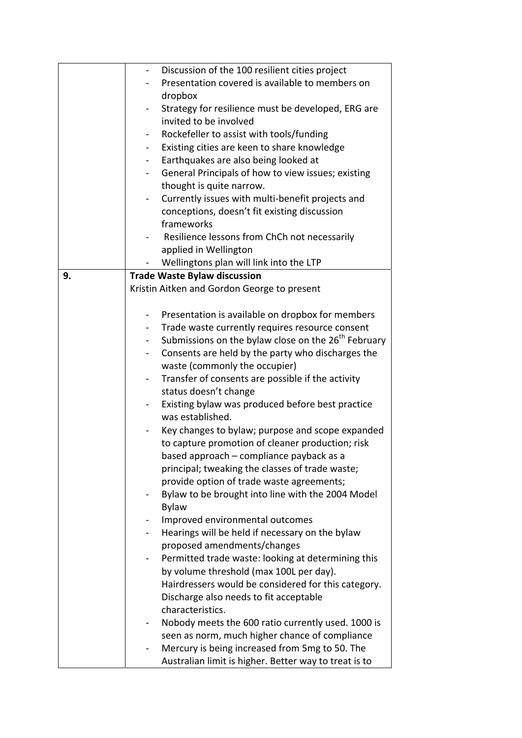| | |
|---|---|
| | - Discussion of the 100 resilient cities project<br>- Presentation covered is available to members on dropbox<br>- Strategy for resilience must be developed, ERG are invited to be involved<br>- Rockefeller to assist with tools/funding<br>- Existing cities are keen to share knowledge<br>- Earthquakes are also being looked at<br>- General Principals of how to view issues; existing thought is quite narrow.<br>- Currently issues with multi-benefit projects and conceptions, doesn't fit existing discussion frameworks<br>- Resilience lessons from ChCh not necessarily applied in Wellington<br>- Wellingtons plan will link into the LTP |
| **9.** | **Trade Waste Bylaw discussion**<br>Kristin Aitken and Gordon George to present<br><br>- Presentation is available on dropbox for members<br>- Trade waste currently requires resource consent<br>- Submissions on the bylaw close on the 26th February<br>- Consents are held by the party who discharges the waste (commonly the occupier)<br>- Transfer of consents are possible if the activity status doesn't change<br>- Existing bylaw was produced before best practice was established.<br>- Key changes to bylaw; purpose and scope expanded to capture promotion of cleaner production; risk based approach – compliance payback as a principal; tweaking the classes of trade waste; provide option of trade waste agreements;<br>- Bylaw to be brought into line with the 2004 Model Bylaw<br>- Improved environmental outcomes<br>- Hearings will be held if necessary on the bylaw proposed amendments/changes<br>- Permitted trade waste: looking at determining this by volume threshold (max 100L per day). Hairdressers would be considered for this category. Discharge also needs to fit acceptable characteristics.<br>- Nobody meets the 600 ratio currently used. 1000 is seen as norm, much higher chance of compliance<br>- Mercury is being increased from 5mg to 50. The Australian limit is higher. Better way to treat is to |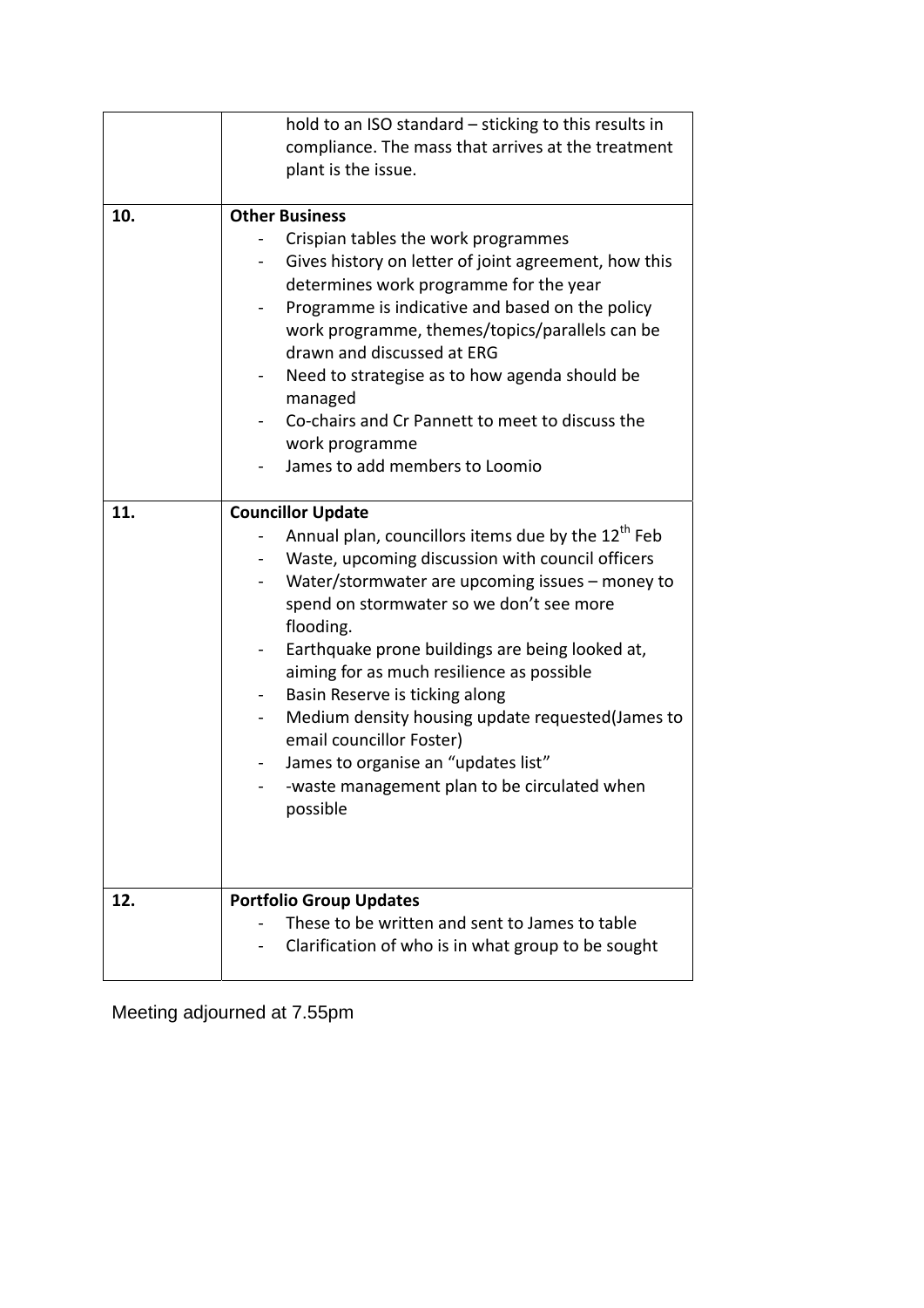| | |
|---|---|
| | hold to an ISO standard – sticking to this results in compliance. The mass that arrives at the treatment plant is the issue. |
| **10.** | **Other Business**<br>- Crispian tables the work programmes<br>- Gives history on letter of joint agreement, how this determines work programme for the year<br>- Programme is indicative and based on the policy work programme, themes/topics/parallels can be drawn and discussed at ERG<br>- Need to strategise as to how agenda should be managed<br>- Co-chairs and Cr Pannett to meet to discuss the work programme<br>- James to add members to Loomio |
| **11.** | **Councillor Update**<br>- Annual plan, councillors items due by the 12th Feb<br>- Waste, upcoming discussion with council officers<br>- Water/stormwater are upcoming issues – money to spend on stormwater so we don't see more flooding.<br>- Earthquake prone buildings are being looked at, aiming for as much resilience as possible<br>- Basin Reserve is ticking along<br>- Medium density housing update requested(James to email councillor Foster)<br>- James to organise an "updates list"<br>- -waste management plan to be circulated when possible |
| **12.** | **Portfolio Group Updates**<br>- These to be written and sent to James to table<br>- Clarification of who is in what group to be sought |

Meeting adjourned at 7.55pm